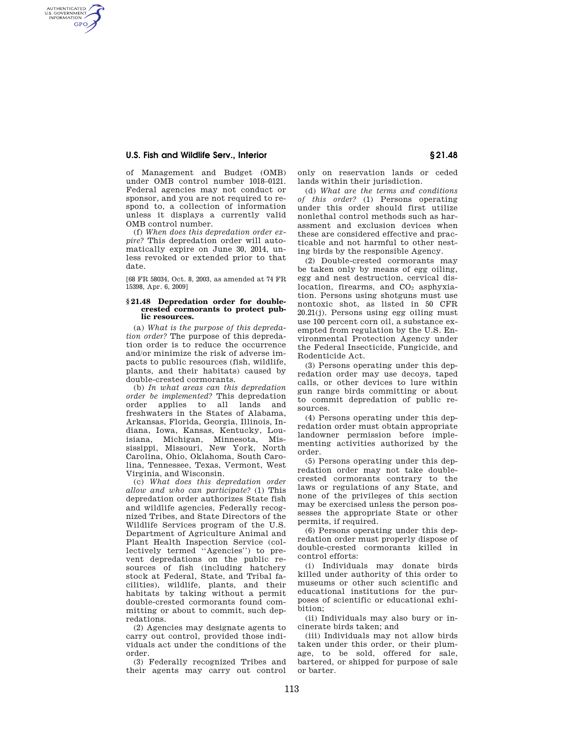of Management and Budget (OMB) under OMB control number 1018–0121. Federal agencies may not conduct or sponsor, and you are not required to respond to, a collection of information unless it displays a currently valid OMB control number.

(f) *When does this depredation order expire?* This depredation order will automatically expire on June 30, 2014, unless revoked or extended prior to that date.

[68 FR 58034, Oct. 8, 2003, as amended at 74 FR 15398, Apr. 6, 2009]

### § 21.48 Depredation order for double-crested cormorants to protect public resources.

(a) *What is the purpose of this depredation order?* The purpose of this depredation order is to reduce the occurrence and/or minimize the risk of adverse impacts to public resources (fish, wildlife, plants, and their habitats) caused by double-crested cormorants.

(b) *In what areas can this depredation order be implemented?* This depredation order applies to all lands and freshwaters in the States of Alabama, Arkansas, Florida, Georgia, Illinois, Indiana, Iowa, Kansas, Kentucky, Louisiana, Michigan, Minnesota, Mississippi, Missouri, New York, North Carolina, Ohio, Oklahoma, South Carolina, Tennessee, Texas, Vermont, West Virginia, and Wisconsin.

(c) *What does this depredation order allow and who can participate?* (1) This depredation order authorizes State fish and wildlife agencies, Federally recognized Tribes, and State Directors of the Wildlife Services program of the U.S. Department of Agriculture Animal and Plant Health Inspection Service (collectively termed ''Agencies'') to prevent depredations on the public resources of fish (including hatchery stock at Federal, State, and Tribal facilities), wildlife, plants, and their habitats by taking without a permit double-crested cormorants found committing or about to commit, such depredations.

(2) Agencies may designate agents to carry out control, provided those individuals act under the conditions of the order.

(3) Federally recognized Tribes and their agents may carry out control only on reservation lands or ceded lands within their jurisdiction.

(d) *What are the terms and conditions of this order?* (1) Persons operating under this order should first utilize nonlethal control methods such as harassment and exclusion devices when these are considered effective and practicable and not harmful to other nesting birds by the responsible Agency.

(2) Double-crested cormorants may be taken only by means of egg oiling, egg and nest destruction, cervical dislocation, firearms, and $CO_2$ asphyxiation. Persons using shotguns must use nontoxic shot, as listed in 50 CFR 20.21(j). Persons using egg oiling must use 100 percent corn oil, a substance exempted from regulation by the U.S. Environmental Protection Agency under the Federal Insecticide, Fungicide, and Rodenticide Act.

(3) Persons operating under this depredation order may use decoys, taped calls, or other devices to lure within gun range birds committing or about to commit depredation of public resources.

(4) Persons operating under this depredation order must obtain appropriate landowner permission before implementing activities authorized by the order.

(5) Persons operating under this depredation order may not take double-crested cormorants contrary to the laws or regulations of any State, and none of the privileges of this section may be exercised unless the person possesses the appropriate State or other permits, if required.

(6) Persons operating under this depredation order must properly dispose of double-crested cormorants killed in control efforts:

(i) Individuals may donate birds killed under authority of this order to museums or other such scientific and educational institutions for the purposes of scientific or educational exhibition;

(ii) Individuals may also bury or incinerate birds taken; and

(iii) Individuals may not allow birds taken under this order, or their plumage, to be sold, offered for sale, bartered, or shipped for purpose of sale or barter.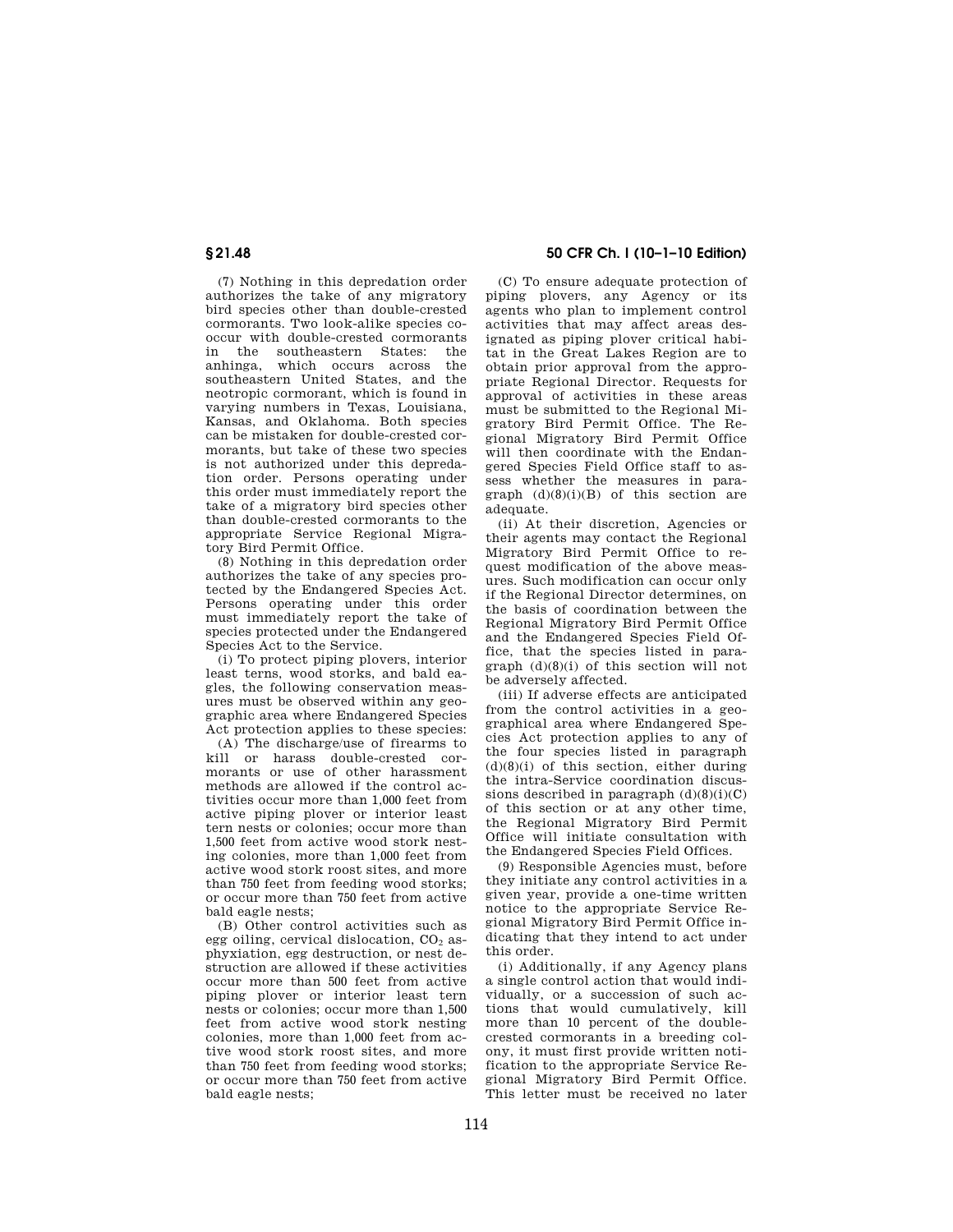(7) Nothing in this depredation order authorizes the take of any migratory bird species other than double-crested cormorants. Two look-alike species co-occur with double-crested cormorants in the southeastern States: the anhinga, which occurs across the southeastern United States, and the neotropic cormorant, which is found in varying numbers in Texas, Louisiana, Kansas, and Oklahoma. Both species can be mistaken for double-crested cormorants, but take of these two species is not authorized under this depredation order. Persons operating under this order must immediately report the take of a migratory bird species other than double-crested cormorants to the appropriate Service Regional Migratory Bird Permit Office.

(8) Nothing in this depredation order authorizes the take of any species protected by the Endangered Species Act. Persons operating under this order must immediately report the take of species protected under the Endangered Species Act to the Service.

(i) To protect piping plovers, interior least terns, wood storks, and bald eagles, the following conservation measures must be observed within any geographic area where Endangered Species Act protection applies to these species:

(A) The discharge/use of firearms to kill or harass double-crested cormorants or use of other harassment methods are allowed if the control activities occur more than 1,000 feet from active piping plover or interior least tern nests or colonies; occur more than 1,500 feet from active wood stork nesting colonies, more than 1,000 feet from active wood stork roost sites, and more than 750 feet from feeding wood storks; or occur more than 750 feet from active bald eagle nests;

(B) Other control activities such as egg oiling, cervical dislocation, $CO_2$ asphyxiation, egg destruction, or nest destruction are allowed if these activities occur more than 500 feet from active piping plover or interior least tern nests or colonies; occur more than 1,500 feet from active wood stork nesting colonies, more than 1,000 feet from active wood stork roost sites, and more than 750 feet from feeding wood storks; or occur more than 750 feet from active bald eagle nests;

(C) To ensure adequate protection of piping plovers, any Agency or its agents who plan to implement control activities that may affect areas designated as piping plover critical habitat in the Great Lakes Region are to obtain prior approval from the appropriate Regional Director. Requests for approval of activities in these areas must be submitted to the Regional Migratory Bird Permit Office. The Regional Migratory Bird Permit Office will then coordinate with the Endangered Species Field Office staff to assess whether the measures in paragraph (d)(8)(i)(B) of this section are adequate.

(ii) At their discretion, Agencies or their agents may contact the Regional Migratory Bird Permit Office to request modification of the above measures. Such modification can occur only if the Regional Director determines, on the basis of coordination between the Regional Migratory Bird Permit Office and the Endangered Species Field Office, that the species listed in paragraph (d)(8)(i) of this section will not be adversely affected.

(iii) If adverse effects are anticipated from the control activities in a geographical area where Endangered Species Act protection applies to any of the four species listed in paragraph (d)(8)(i) of this section, either during the intra-Service coordination discussions described in paragraph (d)(8)(i)(C) of this section or at any other time, the Regional Migratory Bird Permit Office will initiate consultation with the Endangered Species Field Offices.

(9) Responsible Agencies must, before they initiate any control activities in a given year, provide a one-time written notice to the appropriate Service Regional Migratory Bird Permit Office indicating that they intend to act under this order.

(i) Additionally, if any Agency plans a single control action that would individually, or a succession of such actions that would cumulatively, kill more than 10 percent of the double-crested cormorants in a breeding colony, it must first provide written notification to the appropriate Service Regional Migratory Bird Permit Office. This letter must be received no later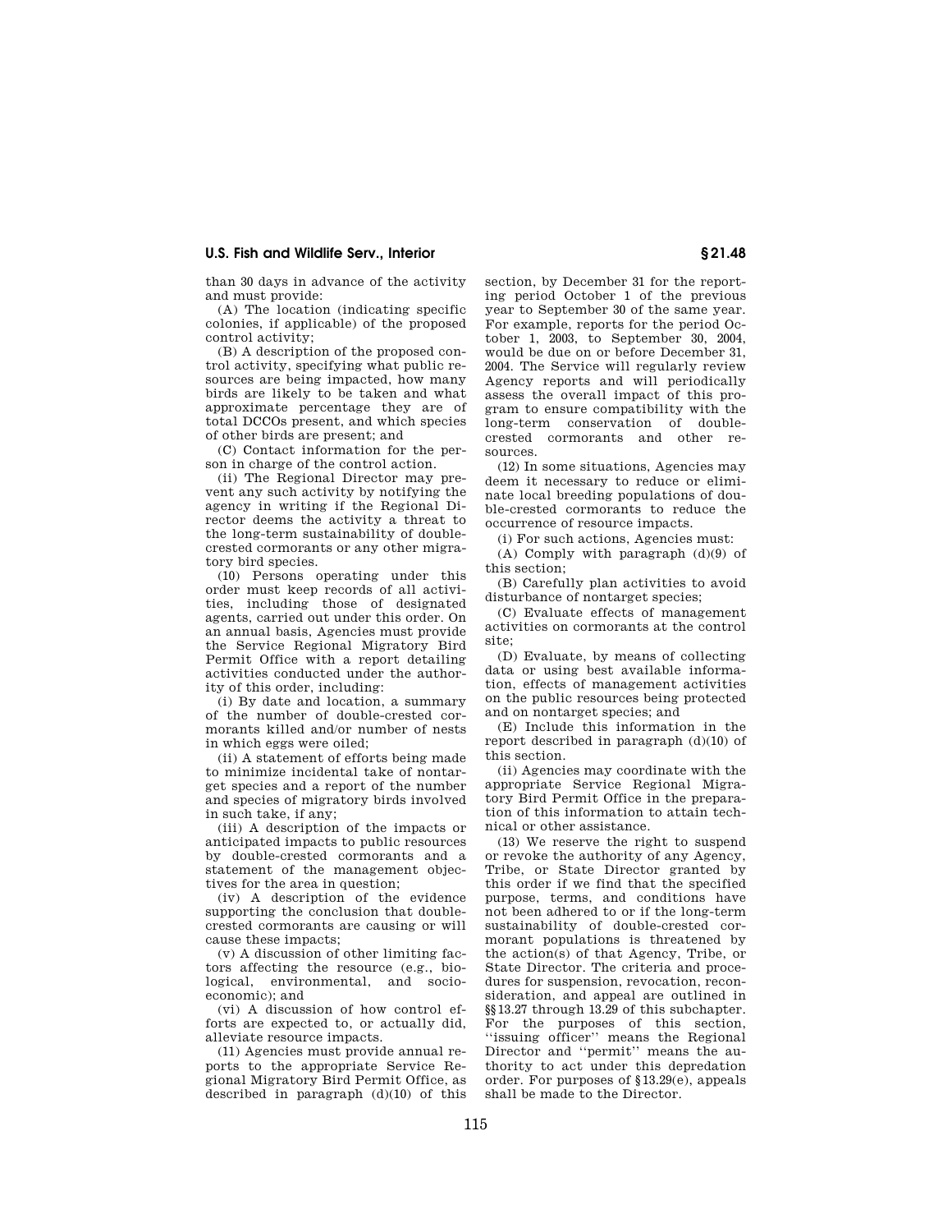than 30 days in advance of the activity and must provide:

(A) The location (indicating specific colonies, if applicable) of the proposed control activity;

(B) A description of the proposed control activity, specifying what public resources are being impacted, how many birds are likely to be taken and what approximate percentage they are of total DCCOs present, and which species of other birds are present; and

(C) Contact information for the person in charge of the control action.

(ii) The Regional Director may prevent any such activity by notifying the agency in writing if the Regional Director deems the activity a threat to the long-term sustainability of double-crested cormorants or any other migratory bird species.

(10) Persons operating under this order must keep records of all activities, including those of designated agents, carried out under this order. On an annual basis, Agencies must provide the Service Regional Migratory Bird Permit Office with a report detailing activities conducted under the authority of this order, including:

(i) By date and location, a summary of the number of double-crested cormorants killed and/or number of nests in which eggs were oiled;

(ii) A statement of efforts being made to minimize incidental take of nontarget species and a report of the number and species of migratory birds involved in such take, if any;

(iii) A description of the impacts or anticipated impacts to public resources by double-crested cormorants and a statement of the management objectives for the area in question;

(iv) A description of the evidence supporting the conclusion that double-crested cormorants are causing or will cause these impacts;

(v) A discussion of other limiting factors affecting the resource (e.g., biological, environmental, and socioeconomic); and

(vi) A discussion of how control efforts are expected to, or actually did, alleviate resource impacts.

(11) Agencies must provide annual reports to the appropriate Service Regional Migratory Bird Permit Office, as described in paragraph (d)(10) of this section, by December 31 for the reporting period October 1 of the previous year to September 30 of the same year. For example, reports for the period October 1, 2003, to September 30, 2004, would be due on or before December 31, 2004. The Service will regularly review Agency reports and will periodically assess the overall impact of this program to ensure compatibility with the long-term conservation of double-crested cormorants and other resources.

(12) In some situations, Agencies may deem it necessary to reduce or eliminate local breeding populations of double-crested cormorants to reduce the occurrence of resource impacts.

(i) For such actions, Agencies must:

(A) Comply with paragraph (d)(9) of this section;

(B) Carefully plan activities to avoid disturbance of nontarget species;

(C) Evaluate effects of management activities on cormorants at the control site;

(D) Evaluate, by means of collecting data or using best available information, effects of management activities on the public resources being protected and on nontarget species; and

(E) Include this information in the report described in paragraph (d)(10) of this section.

(ii) Agencies may coordinate with the appropriate Service Regional Migratory Bird Permit Office in the preparation of this information to attain technical or other assistance.

(13) We reserve the right to suspend or revoke the authority of any Agency, Tribe, or State Director granted by this order if we find that the specified purpose, terms, and conditions have not been adhered to or if the long-term sustainability of double-crested cormorant populations is threatened by the action(s) of that Agency, Tribe, or State Director. The criteria and procedures for suspension, revocation, reconsideration, and appeal are outlined in §§13.27 through 13.29 of this subchapter. For the purposes of this section, ''issuing officer'' means the Regional Director and ''permit'' means the authority to act under this depredation order. For purposes of §13.29(e), appeals shall be made to the Director.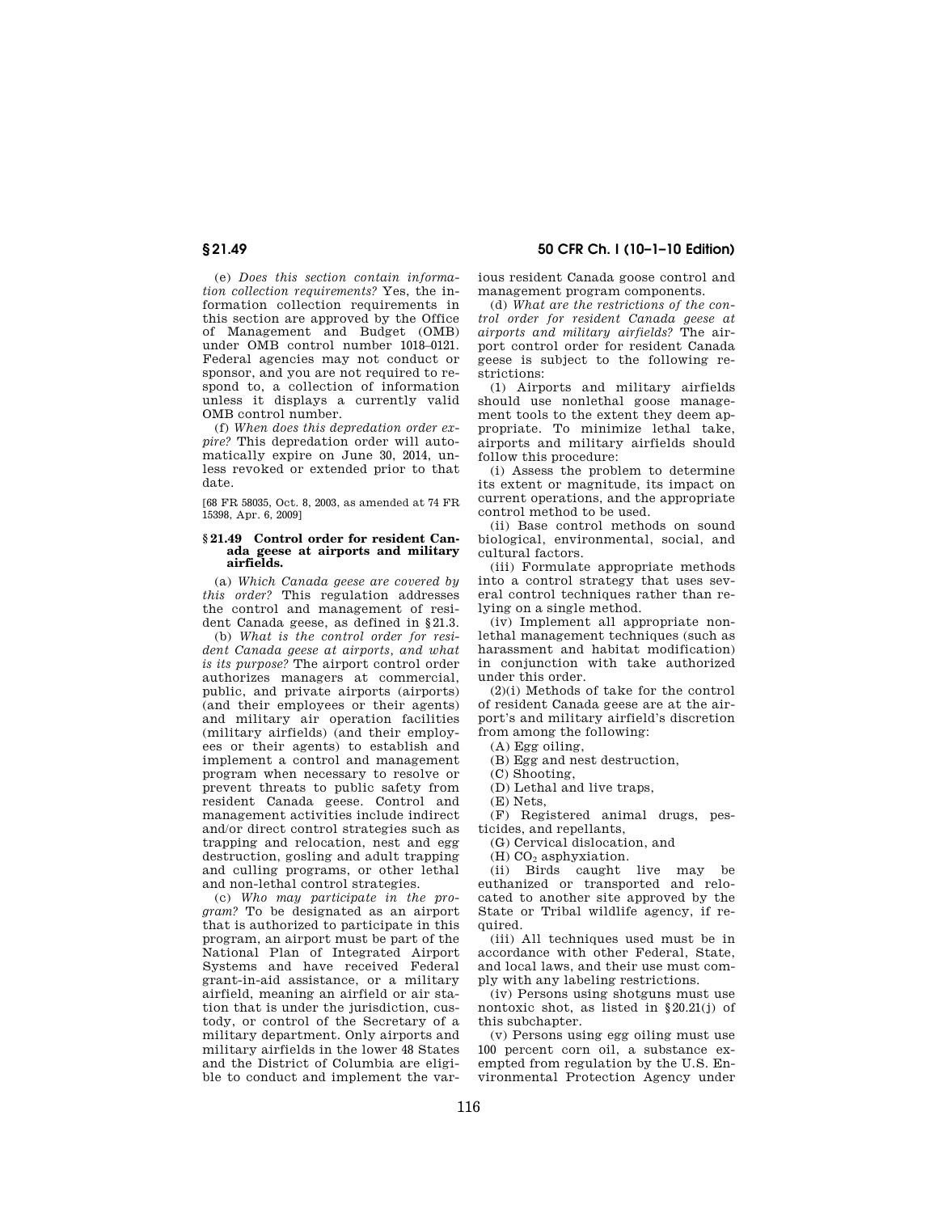(e) *Does this section contain information collection requirements?* Yes, the information collection requirements in this section are approved by the Office of Management and Budget (OMB) under OMB control number 1018–0121. Federal agencies may not conduct or sponsor, and you are not required to respond to, a collection of information unless it displays a currently valid OMB control number.

(f) *When does this depredation order expire?* This depredation order will automatically expire on June 30, 2014, unless revoked or extended prior to that date.

[68 FR 58035, Oct. 8, 2003, as amended at 74 FR 15398, Apr. 6, 2009]

### § 21.49 Control order for resident Canada geese at airports and military airfields.

(a) *Which Canada geese are covered by this order?* This regulation addresses the control and management of resident Canada geese, as defined in § 21.3.

(b) *What is the control order for resident Canada geese at airports, and what is its purpose?* The airport control order authorizes managers at commercial, public, and private airports (airports) (and their employees or their agents) and military air operation facilities (military airfields) (and their employees or their agents) to establish and implement a control and management program when necessary to resolve or prevent threats to public safety from resident Canada geese. Control and management activities include indirect and/or direct control strategies such as trapping and relocation, nest and egg destruction, gosling and adult trapping and culling programs, or other lethal and non-lethal control strategies.

(c) *Who may participate in the program?* To be designated as an airport that is authorized to participate in this program, an airport must be part of the National Plan of Integrated Airport Systems and have received Federal grant-in-aid assistance, or a military airfield, meaning an airfield or air station that is under the jurisdiction, custody, or control of the Secretary of a military department. Only airports and military airfields in the lower 48 States and the District of Columbia are eligible to conduct and implement the various resident Canada goose control and management program components.

(d) *What are the restrictions of the control order for resident Canada geese at airports and military airfields?* The airport control order for resident Canada geese is subject to the following restrictions:

(1) Airports and military airfields should use nonlethal goose management tools to the extent they deem appropriate. To minimize lethal take, airports and military airfields should follow this procedure:

(i) Assess the problem to determine its extent or magnitude, its impact on current operations, and the appropriate control method to be used.

(ii) Base control methods on sound biological, environmental, social, and cultural factors.

(iii) Formulate appropriate methods into a control strategy that uses several control techniques rather than relying on a single method.

(iv) Implement all appropriate nonlethal management techniques (such as harassment and habitat modification) in conjunction with take authorized under this order.

(2)(i) Methods of take for the control of resident Canada geese are at the airport's and military airfield's discretion from among the following:

(A) Egg oiling,

(B) Egg and nest destruction,

(C) Shooting,

(D) Lethal and live traps,

(E) Nets,

(F) Registered animal drugs, pesticides, and repellants,

(G) Cervical dislocation, and

(H) $CO_2$ asphyxiation.

(ii) Birds caught live may be euthanized or transported and relocated to another site approved by the State or Tribal wildlife agency, if required.

(iii) All techniques used must be in accordance with other Federal, State, and local laws, and their use must comply with any labeling restrictions.

(iv) Persons using shotguns must use nontoxic shot, as listed in § 20.21(j) of this subchapter.

(v) Persons using egg oiling must use 100 percent corn oil, a substance exempted from regulation by the U.S. Environmental Protection Agency under